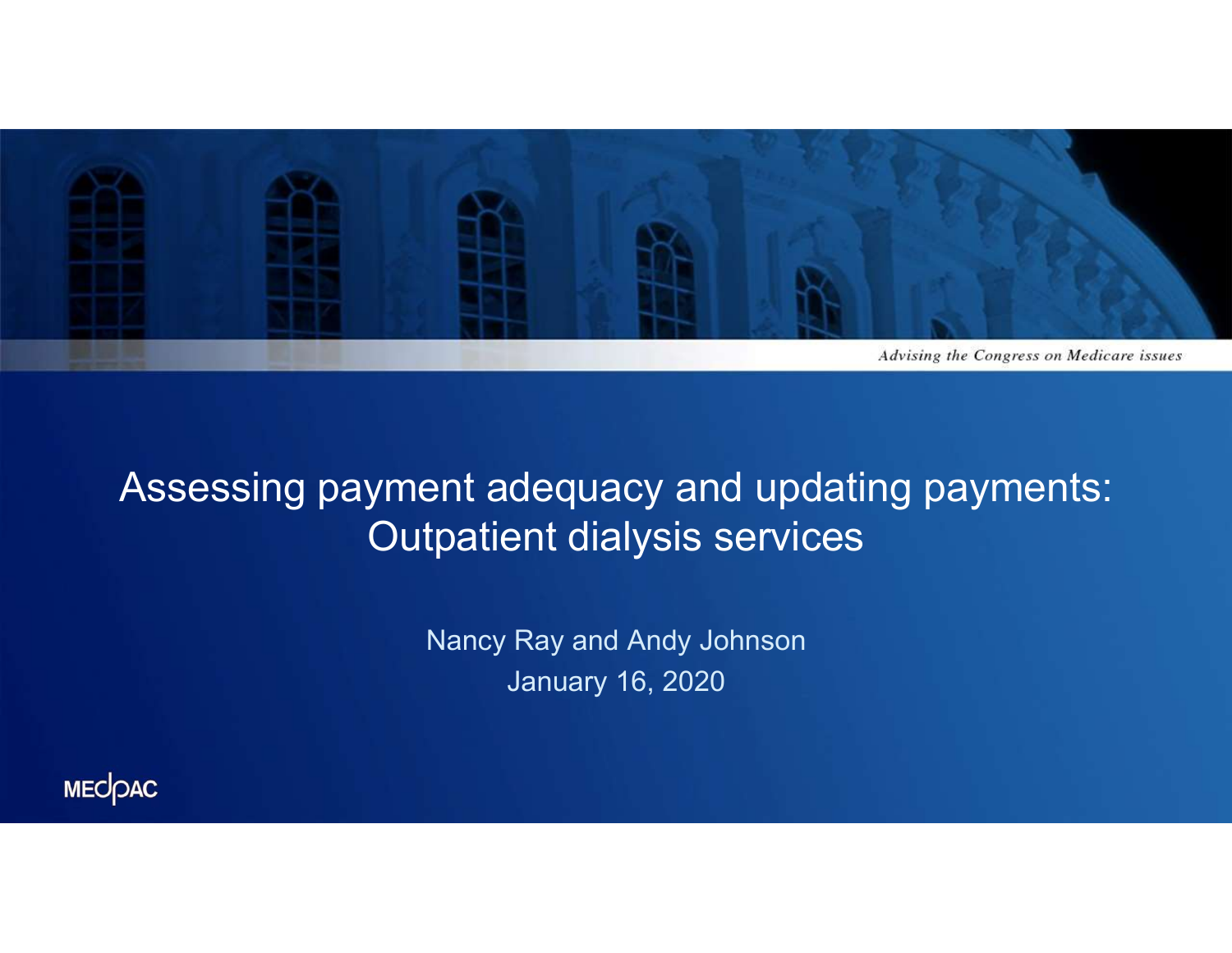*Advising the Congress on Medicare issues*

# Assessing payment adequacy and updating payments: Outpatient dialysis services

Nancy Ray and Andy Johnson

January 16, 2020

MEDPAC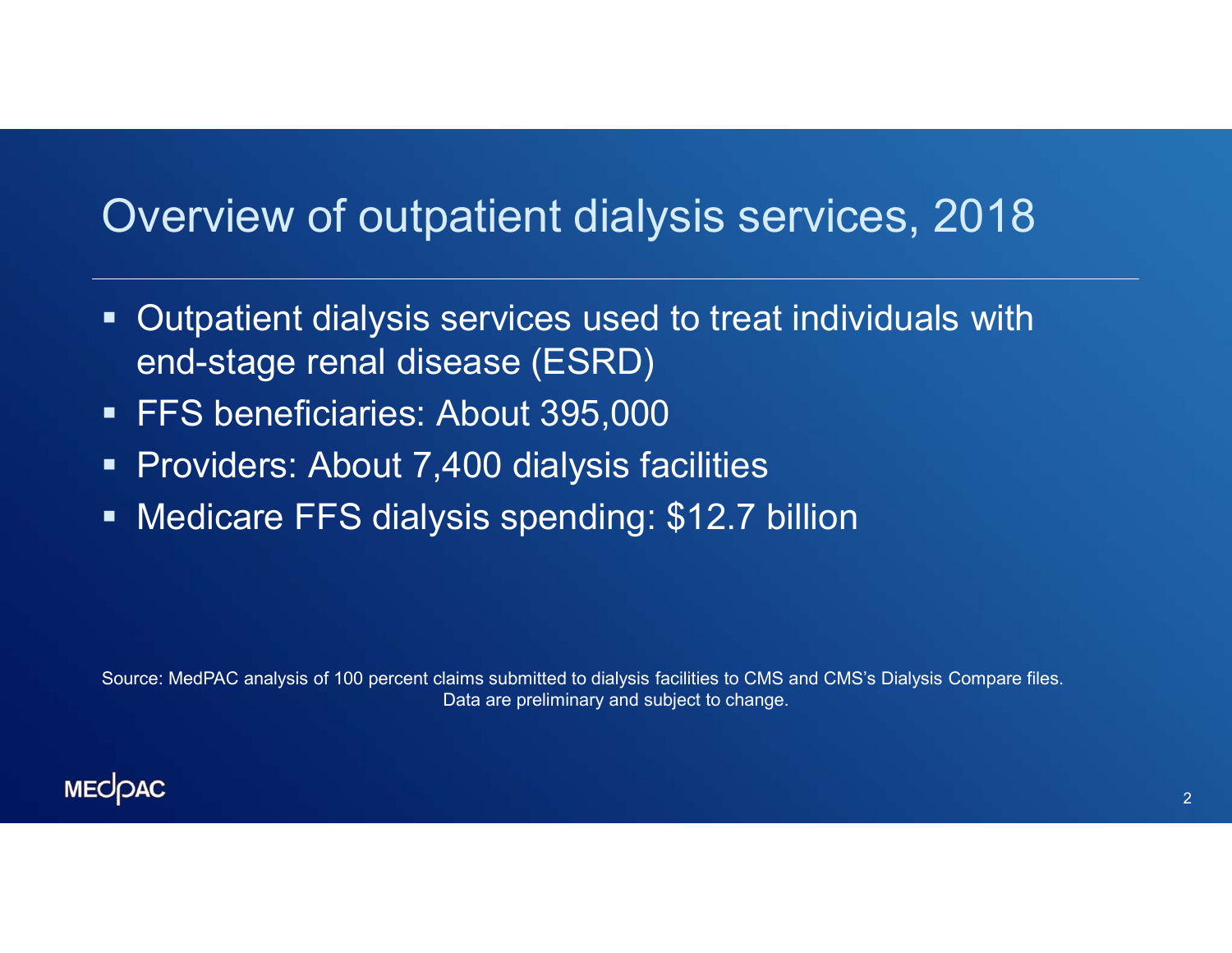# Overview of outpatient dialysis services, 2018

- Outpatient dialysis services used to treat individuals with end-stage renal disease (ESRD)
- FFS beneficiaries: About 395,000
- Providers: About 7,400 dialysis facilities
- Medicare FFS dialysis spending: $12.7 billion

Source: MedPAC analysis of 100 percent claims submitted to dialysis facilities to CMS and CMS's Dialysis Compare files. Data are preliminary and subject to change.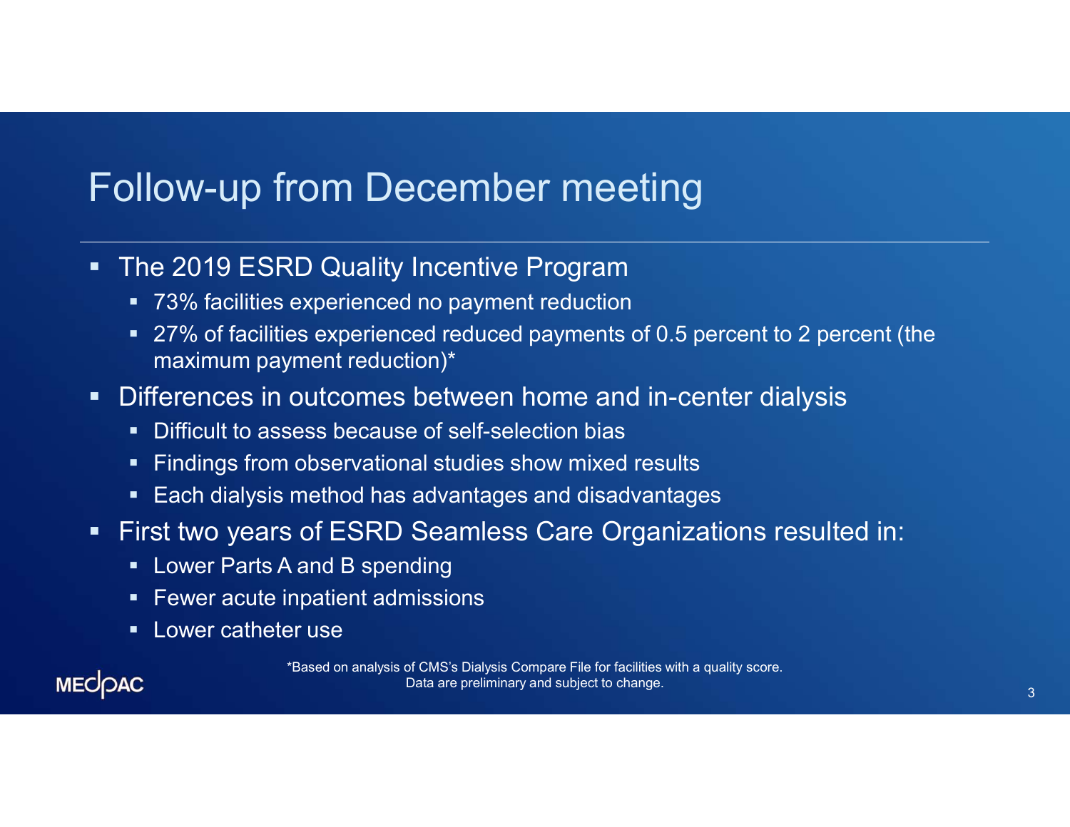# Follow-up from December meeting

- The 2019 ESRD Quality Incentive Program
  - 73% facilities experienced no payment reduction
  - 27% of facilities experienced reduced payments of 0.5 percent to 2 percent (the maximum payment reduction)*
- Differences in outcomes between home and in-center dialysis
  - Difficult to assess because of self-selection bias
  - Findings from observational studies show mixed results
  - Each dialysis method has advantages and disadvantages
- First two years of ESRD Seamless Care Organizations resulted in:
  - Lower Parts A and B spending
  - Fewer acute inpatient admissions
  - Lower catheter use

*Based on analysis of CMS's Dialysis Compare File for facilities with a quality score. Data are preliminary and subject to change.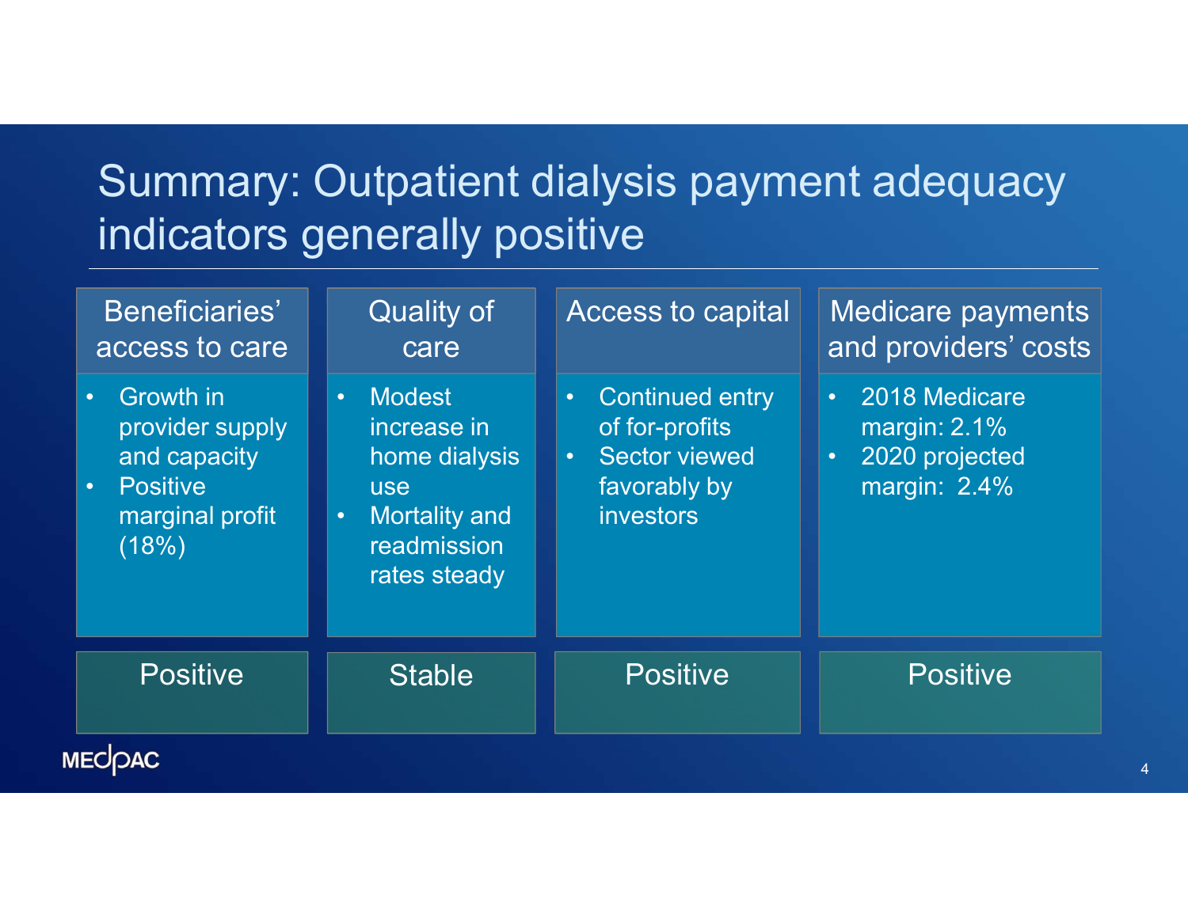# Summary: Outpatient dialysis payment adequacy indicators generally positive

| Beneficiaries' access to care | Quality of care | Access to capital | Medicare payments and providers' costs |
|---|---|---|---|
| • Growth in provider supply and capacity<br>• Positive marginal profit (18%) | • Modest increase in home dialysis use<br>• Mortality and readmission rates steady | • Continued entry of for-profits<br>• Sector viewed favorably by investors | • 2018 Medicare margin: 2.1%<br>• 2020 projected margin: 2.4% |
| Positive | Stable | Positive | Positive |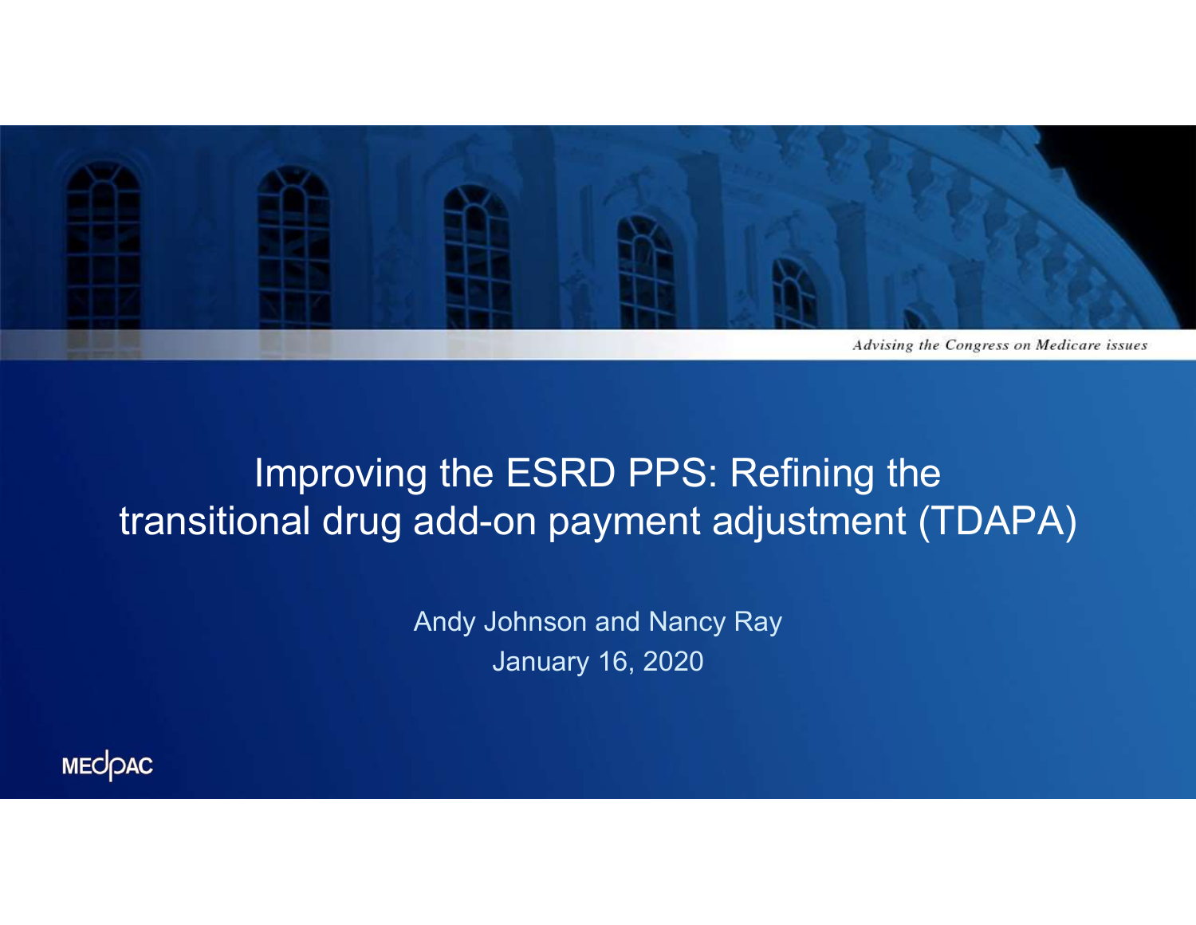Advising the Congress on Medicare issues

# Improving the ESRD PPS: Refining the transitional drug add-on payment adjustment (TDAPA)

Andy Johnson and Nancy Ray

January 16, 2020

MEDPAC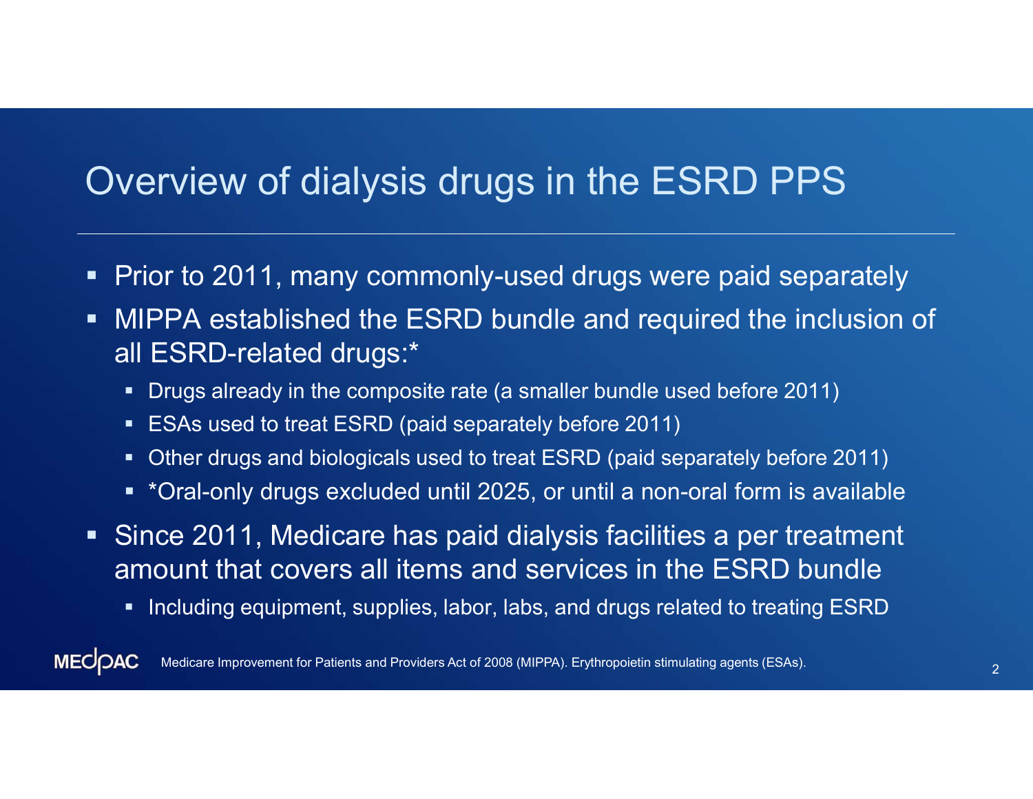# Overview of dialysis drugs in the ESRD PPS

- Prior to 2011, many commonly-used drugs were paid separately
- MIPPA established the ESRD bundle and required the inclusion of all ESRD-related drugs:*
  - Drugs already in the composite rate (a smaller bundle used before 2011)
  - ESAs used to treat ESRD (paid separately before 2011)
  - Other drugs and biologicals used to treat ESRD (paid separately before 2011)
  - *Oral-only drugs excluded until 2025, or until a non-oral form is available
- Since 2011, Medicare has paid dialysis facilities a per treatment amount that covers all items and services in the ESRD bundle
  - Including equipment, supplies, labor, labs, and drugs related to treating ESRD

Medicare Improvement for Patients and Providers Act of 2008 (MIPPA). Erythropoietin stimulating agents (ESAs).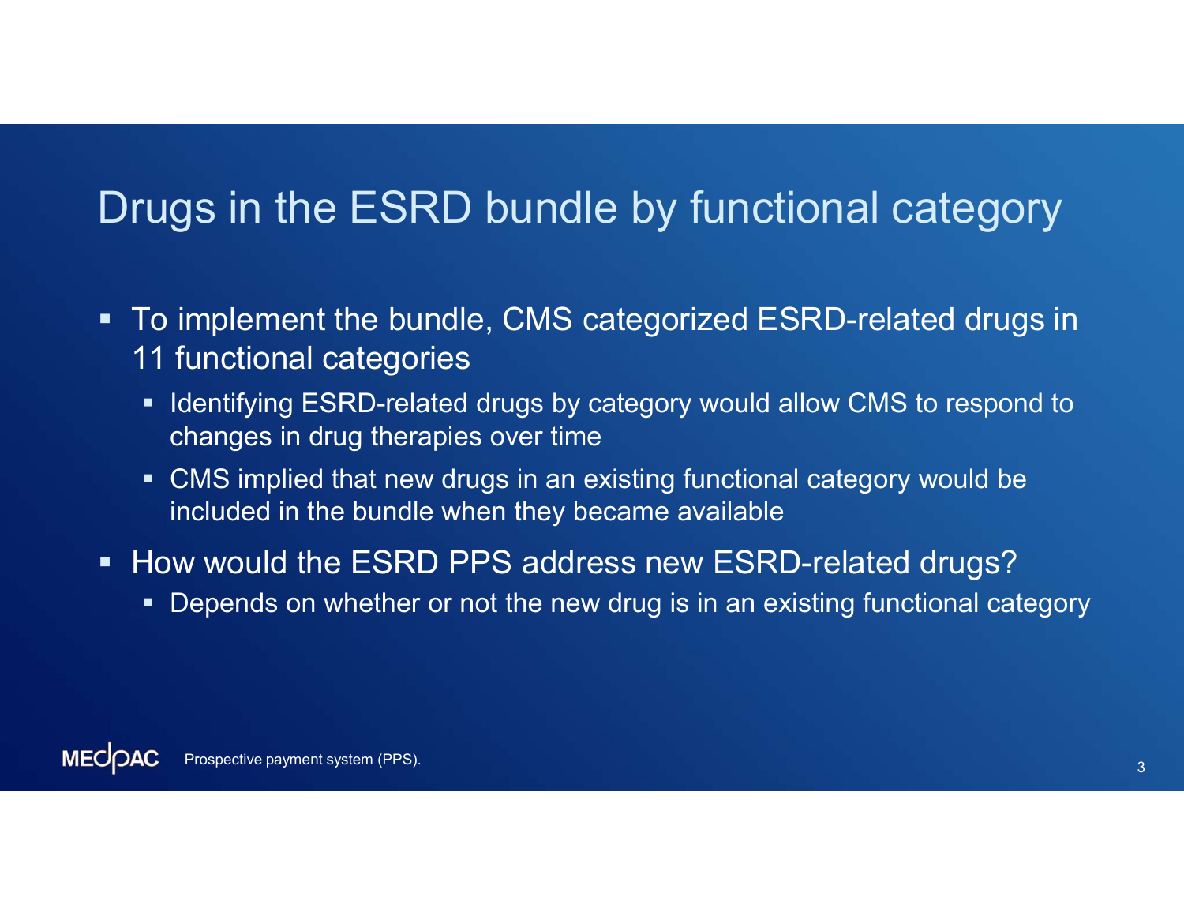# Drugs in the ESRD bundle by functional category

- To implement the bundle, CMS categorized ESRD-related drugs in 11 functional categories
  - Identifying ESRD-related drugs by category would allow CMS to respond to changes in drug therapies over time
  - CMS implied that new drugs in an existing functional category would be included in the bundle when they became available
- How would the ESRD PPS address new ESRD-related drugs?
  - Depends on whether or not the new drug is in an existing functional category

Prospective payment system (PPS).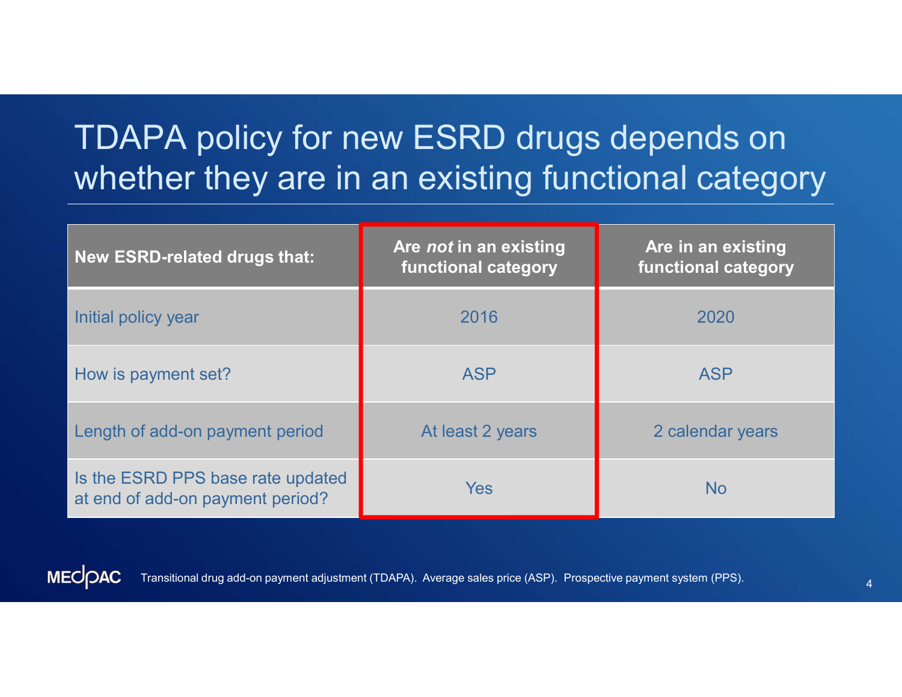# TDAPA policy for new ESRD drugs depends on whether they are in an existing functional category

| New ESRD-related drugs that: | Are *not* in an existing functional category | Are in an existing functional category |
|---|---|---|
| Initial policy year | 2016 | 2020 |
| How is payment set? | ASP | ASP |
| Length of add-on payment period | At least 2 years | 2 calendar years |
| Is the ESRD PPS base rate updated at end of add-on payment period? | Yes | No |

Transitional drug add-on payment adjustment (TDAPA). Average sales price (ASP). Prospective payment system (PPS).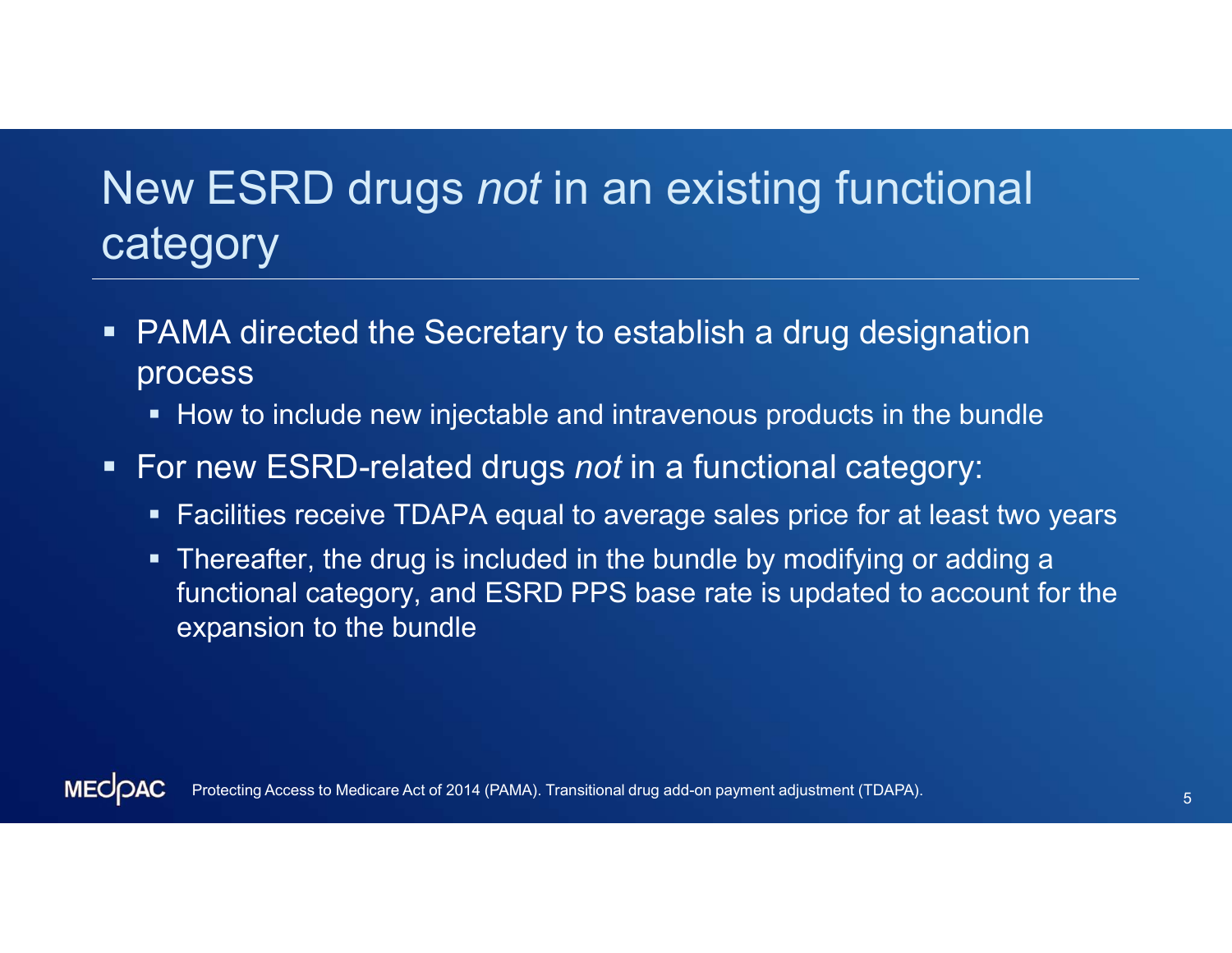# New ESRD drugs *not* in an existing functional category

- PAMA directed the Secretary to establish a drug designation process
  - How to include new injectable and intravenous products in the bundle
- For new ESRD-related drugs *not* in a functional category:
  - Facilities receive TDAPA equal to average sales price for at least two years
  - Thereafter, the drug is included in the bundle by modifying or adding a functional category, and ESRD PPS base rate is updated to account for the expansion to the bundle

Protecting Access to Medicare Act of 2014 (PAMA). Transitional drug add-on payment adjustment (TDAPA).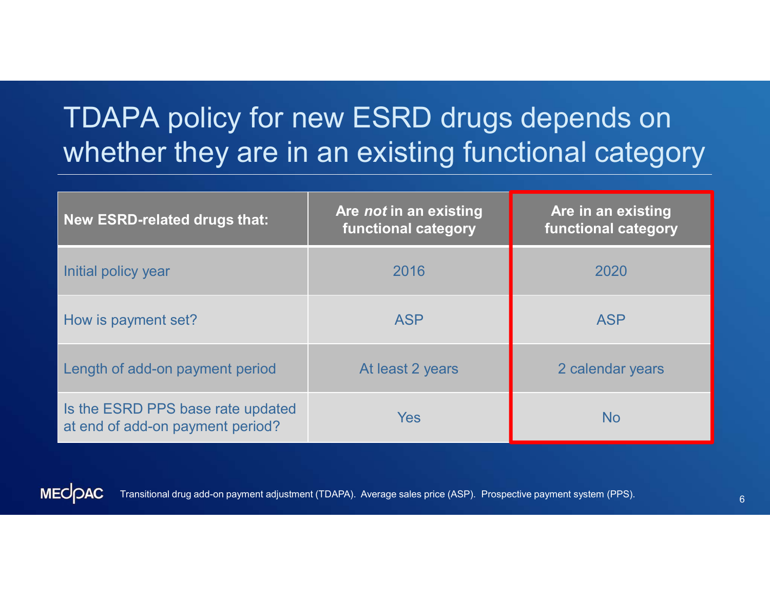# TDAPA policy for new ESRD drugs depends on whether they are in an existing functional category

| New ESRD-related drugs that: | Are *not* in an existing functional category | Are in an existing functional category |
|---|---|---|
| Initial policy year | 2016 | 2020 |
| How is payment set? | ASP | ASP |
| Length of add-on payment period | At least 2 years | 2 calendar years |
| Is the ESRD PPS base rate updated at end of add-on payment period? | Yes | No |

Transitional drug add-on payment adjustment (TDAPA). Average sales price (ASP). Prospective payment system (PPS).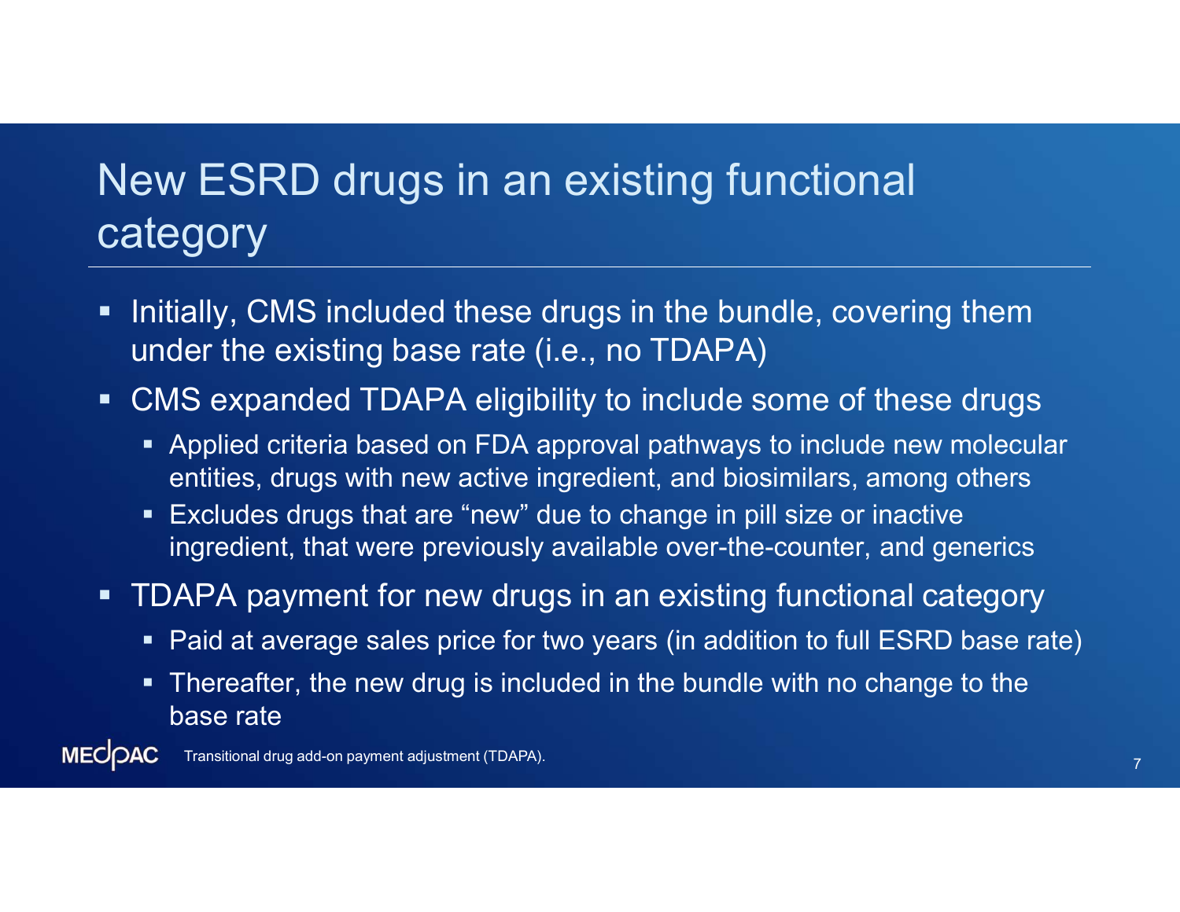# New ESRD drugs in an existing functional category

- Initially, CMS included these drugs in the bundle, covering them under the existing base rate (i.e., no TDAPA)
- CMS expanded TDAPA eligibility to include some of these drugs
  - Applied criteria based on FDA approval pathways to include new molecular entities, drugs with new active ingredient, and biosimilars, among others
  - Excludes drugs that are "new" due to change in pill size or inactive ingredient, that were previously available over-the-counter, and generics
- TDAPA payment for new drugs in an existing functional category
  - Paid at average sales price for two years (in addition to full ESRD base rate)
  - Thereafter, the new drug is included in the bundle with no change to the base rate

Transitional drug add-on payment adjustment (TDAPA).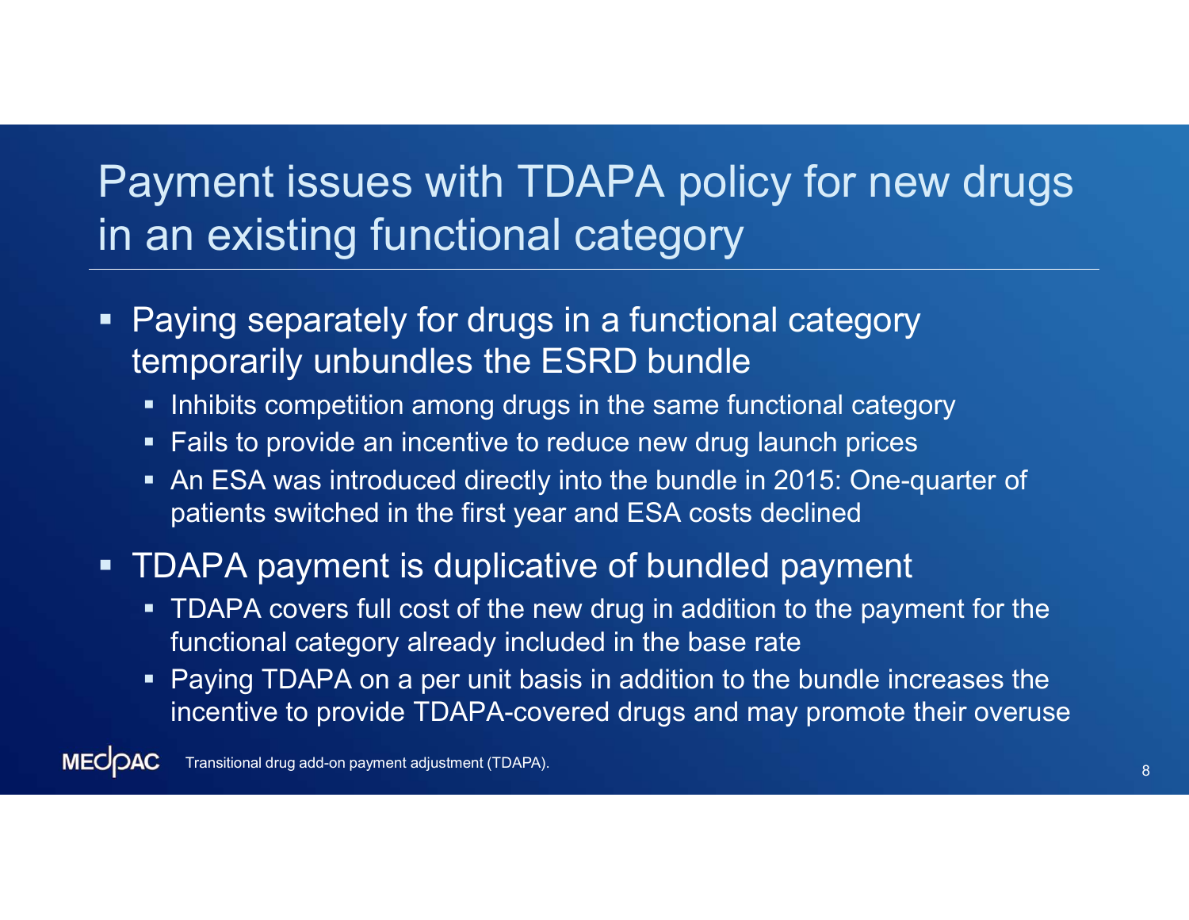# Payment issues with TDAPA policy for new drugs in an existing functional category

- Paying separately for drugs in a functional category temporarily unbundles the ESRD bundle
  - Inhibits competition among drugs in the same functional category
  - Fails to provide an incentive to reduce new drug launch prices
  - An ESA was introduced directly into the bundle in 2015: One-quarter of patients switched in the first year and ESA costs declined
- TDAPA payment is duplicative of bundled payment
  - TDAPA covers full cost of the new drug in addition to the payment for the functional category already included in the base rate
  - Paying TDAPA on a per unit basis in addition to the bundle increases the incentive to provide TDAPA-covered drugs and may promote their overuse

Transitional drug add-on payment adjustment (TDAPA).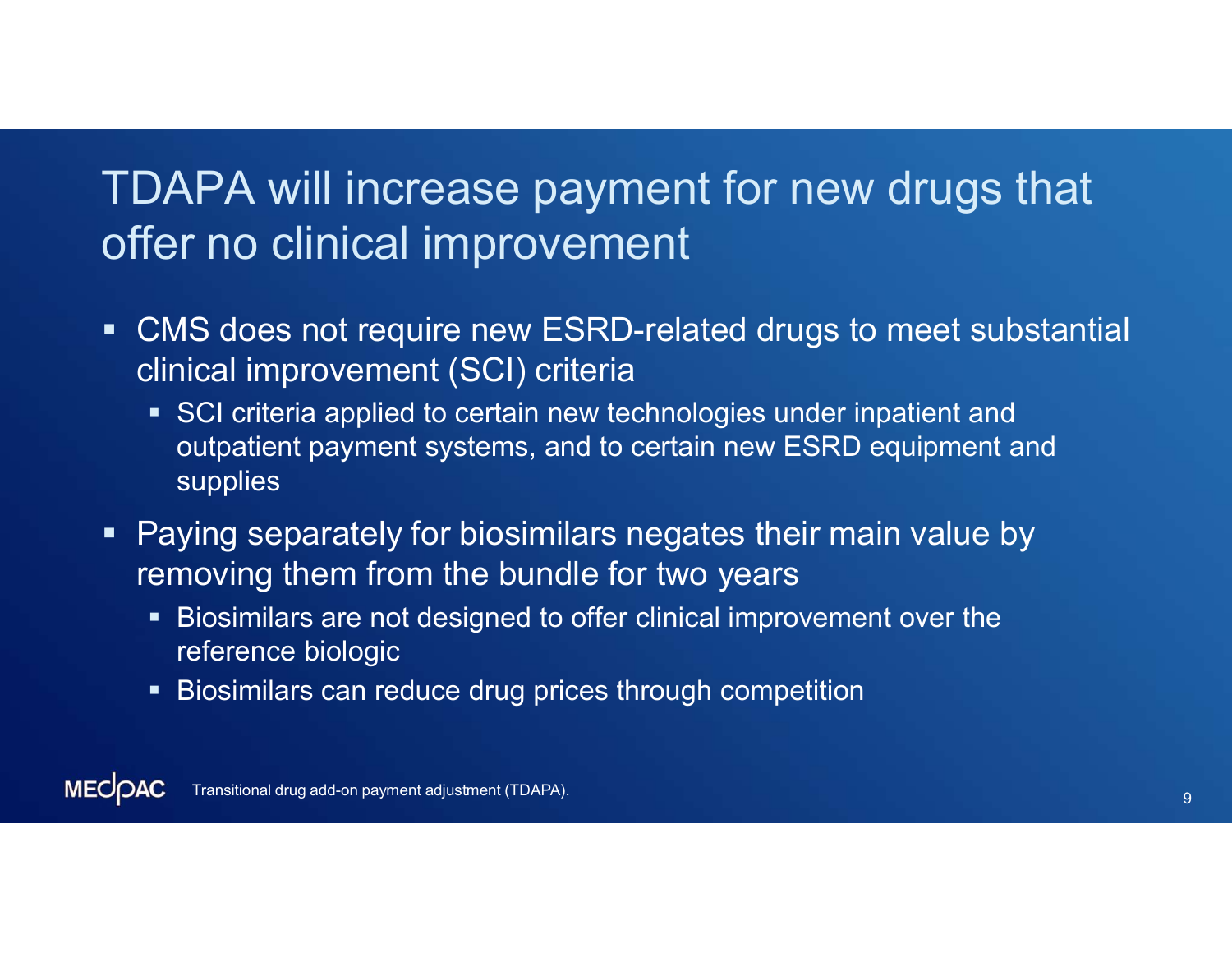# TDAPA will increase payment for new drugs that offer no clinical improvement

- CMS does not require new ESRD-related drugs to meet substantial clinical improvement (SCI) criteria
  - SCI criteria applied to certain new technologies under inpatient and outpatient payment systems, and to certain new ESRD equipment and supplies
- Paying separately for biosimilars negates their main value by removing them from the bundle for two years
  - Biosimilars are not designed to offer clinical improvement over the reference biologic
  - Biosimilars can reduce drug prices through competition

Transitional drug add-on payment adjustment (TDAPA).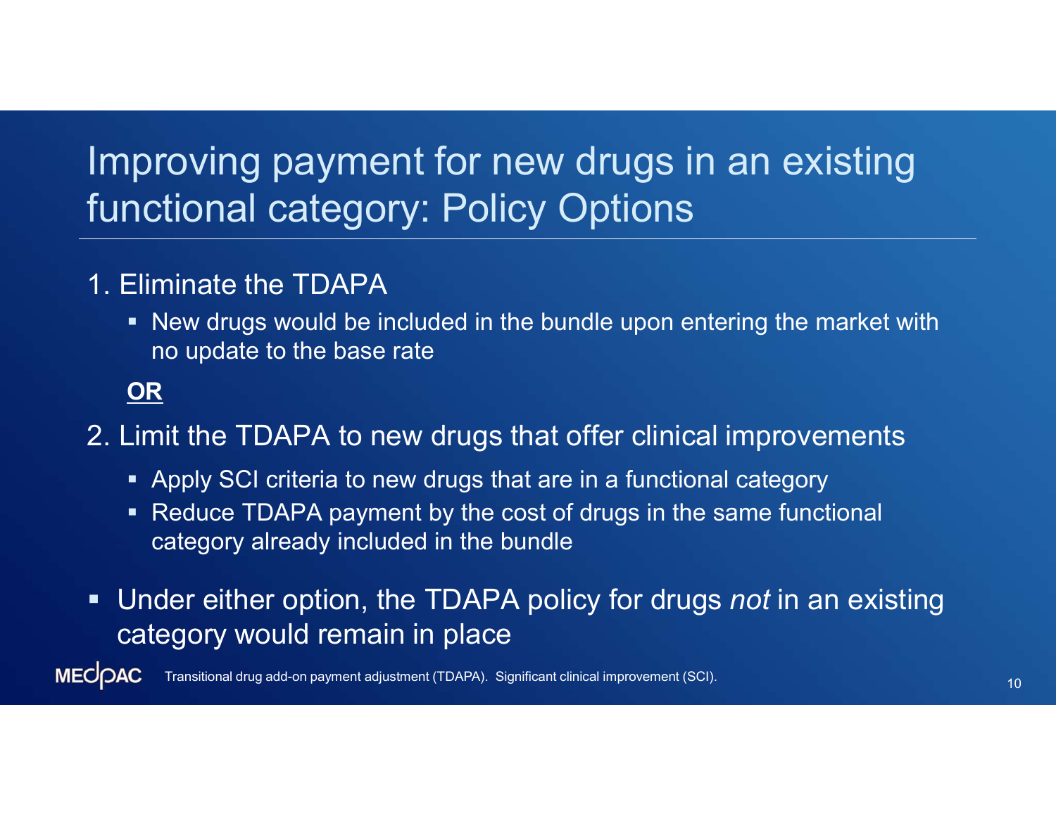# Improving payment for new drugs in an existing functional category: Policy Options

1. Eliminate the TDAPA
   - New drugs would be included in the bundle upon entering the market with no update to the base rate

   **OR**

2. Limit the TDAPA to new drugs that offer clinical improvements
   - Apply SCI criteria to new drugs that are in a functional category
   - Reduce TDAPA payment by the cost of drugs in the same functional category already included in the bundle

- Under either option, the TDAPA policy for drugs *not* in an existing category would remain in place

Transitional drug add-on payment adjustment (TDAPA). Significant clinical improvement (SCI).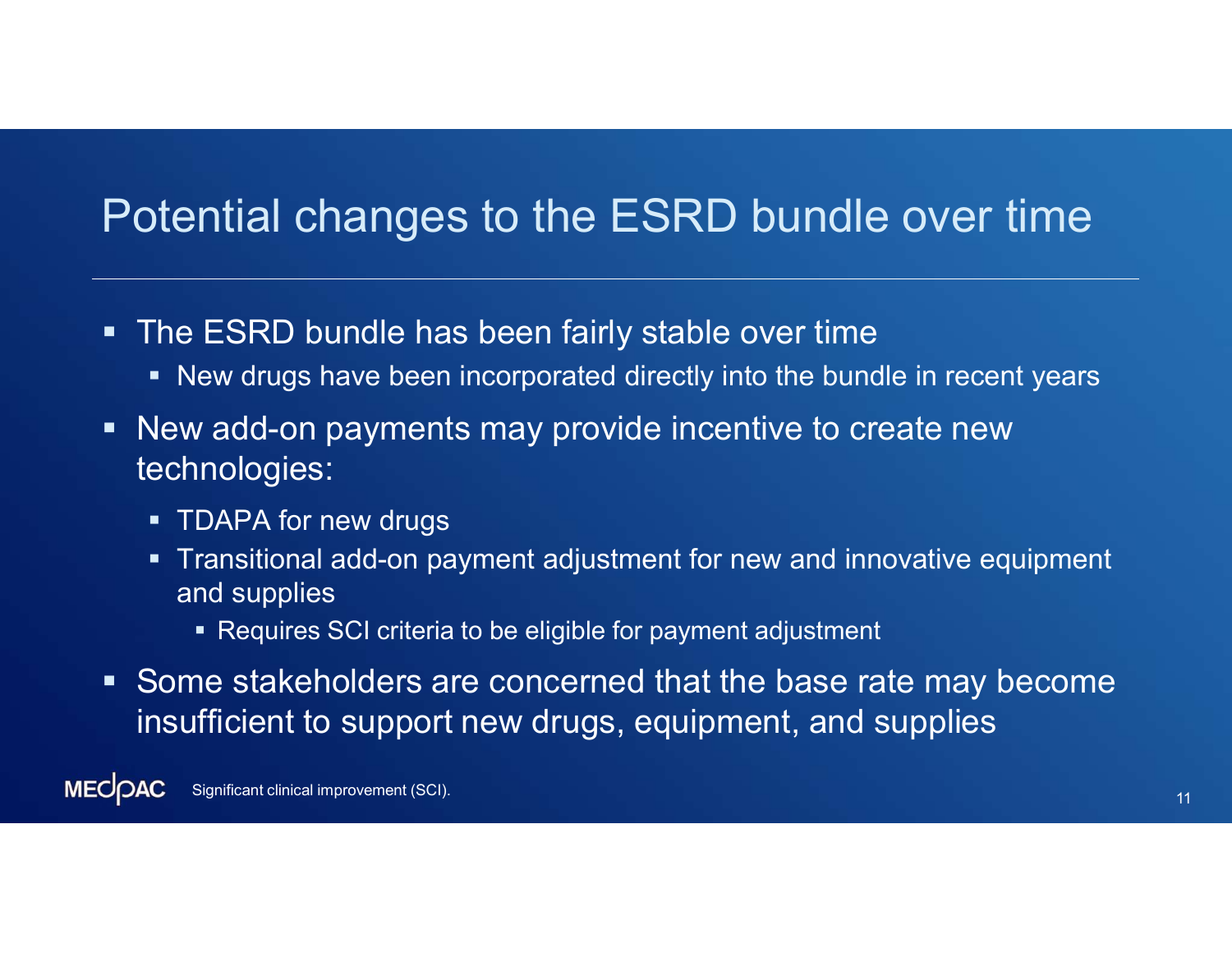# Potential changes to the ESRD bundle over time

- The ESRD bundle has been fairly stable over time
  - New drugs have been incorporated directly into the bundle in recent years
- New add-on payments may provide incentive to create new technologies:
  - TDAPA for new drugs
  - Transitional add-on payment adjustment for new and innovative equipment and supplies
    - Requires SCI criteria to be eligible for payment adjustment
- Some stakeholders are concerned that the base rate may become insufficient to support new drugs, equipment, and supplies

Significant clinical improvement (SCI).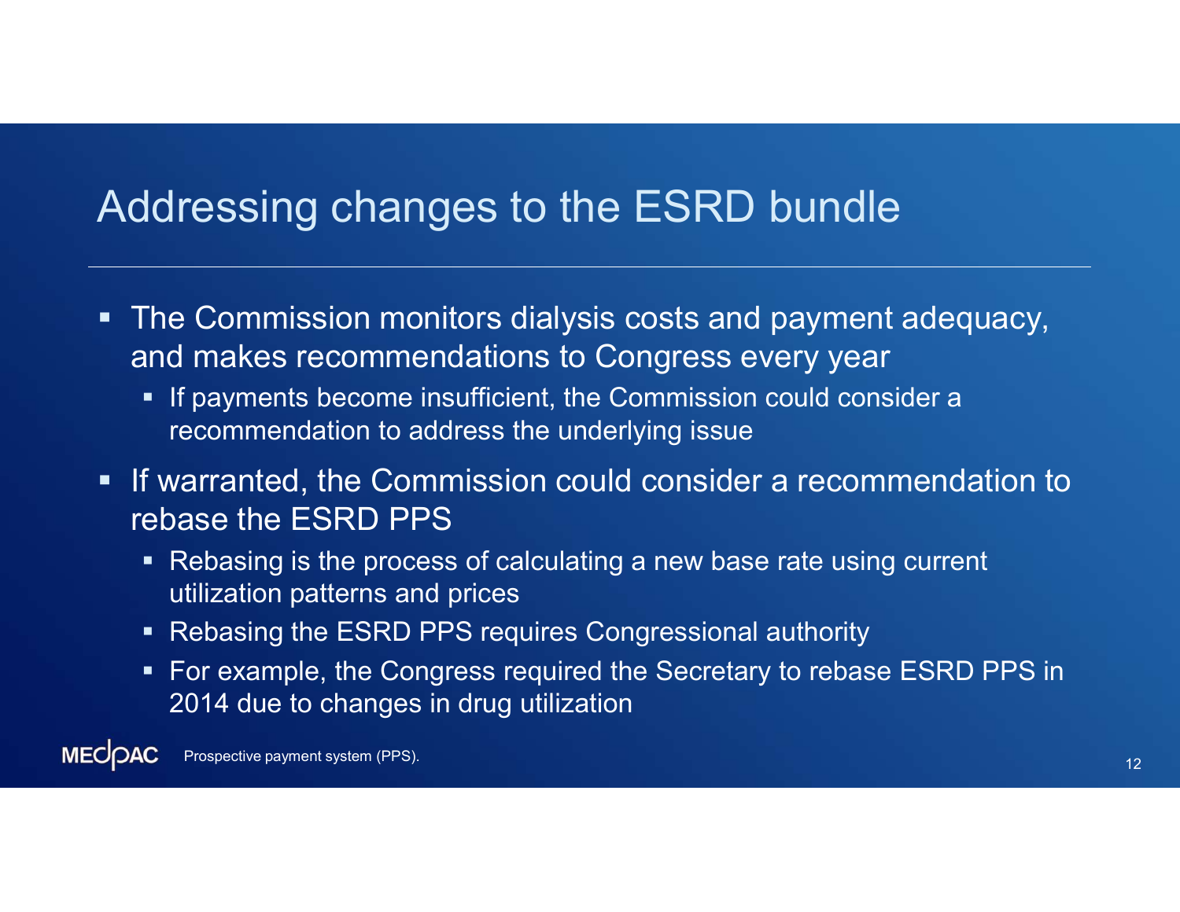# Addressing changes to the ESRD bundle

- The Commission monitors dialysis costs and payment adequacy, and makes recommendations to Congress every year
  - If payments become insufficient, the Commission could consider a recommendation to address the underlying issue
- If warranted, the Commission could consider a recommendation to rebase the ESRD PPS
  - Rebasing is the process of calculating a new base rate using current utilization patterns and prices
  - Rebasing the ESRD PPS requires Congressional authority
  - For example, the Congress required the Secretary to rebase ESRD PPS in 2014 due to changes in drug utilization

Prospective payment system (PPS).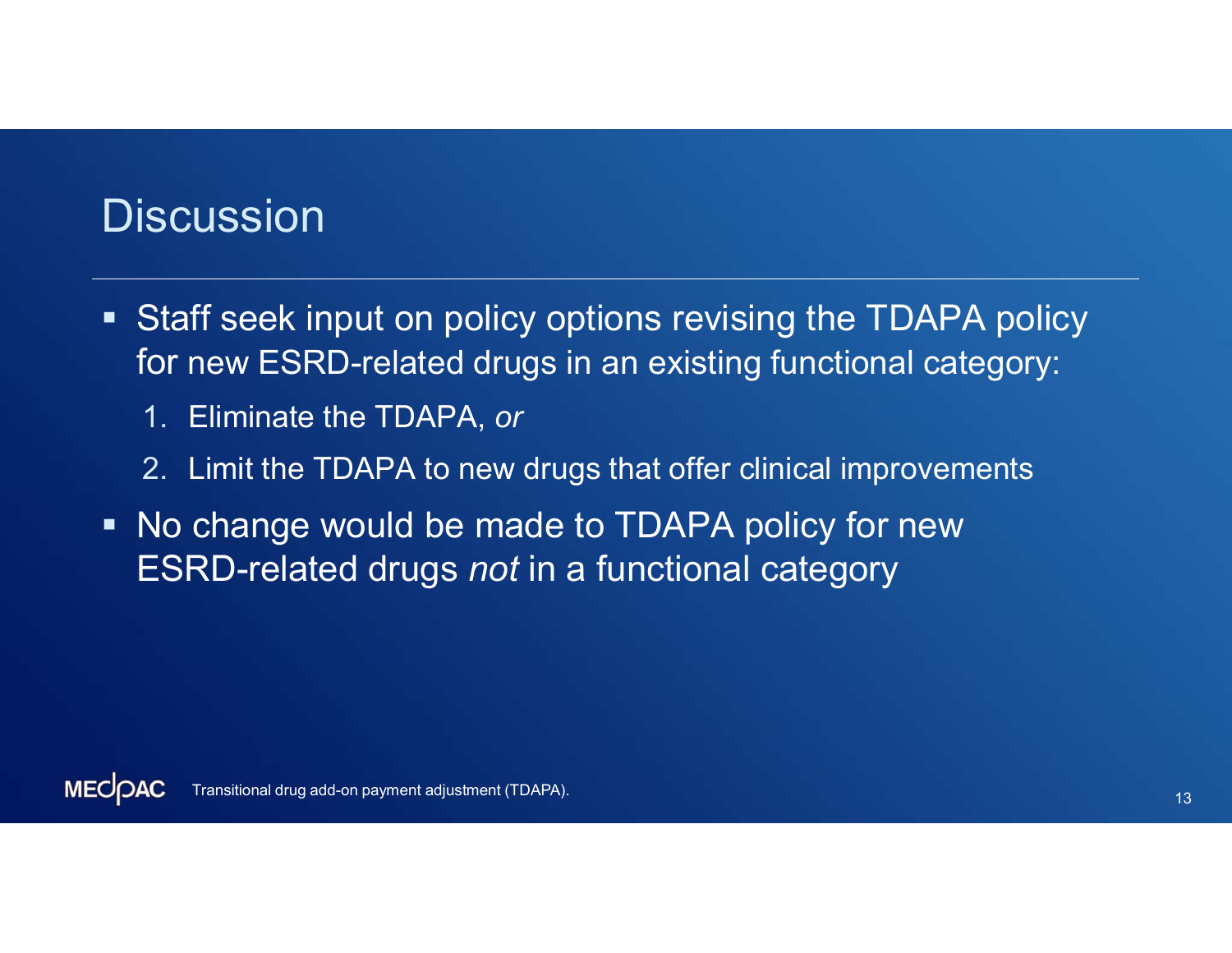# Discussion

- Staff seek input on policy options revising the TDAPA policy for new ESRD-related drugs in an existing functional category:
  1. Eliminate the TDAPA, *or*
  2. Limit the TDAPA to new drugs that offer clinical improvements
- No change would be made to TDAPA policy for new ESRD-related drugs *not* in a functional category

Transitional drug add-on payment adjustment (TDAPA).